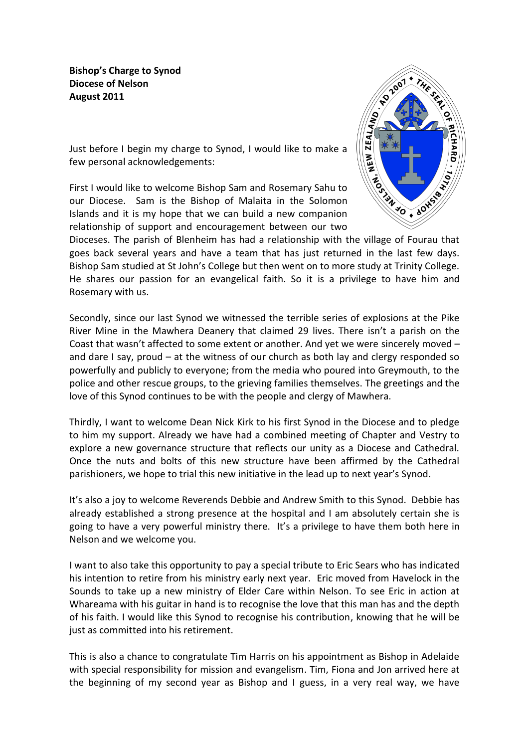**Bishop's Charge to Synod**
**Diocese of Nelson**
**August 2011**

Just before I begin my charge to Synod, I would like to make a few personal acknowledgements:

First I would like to welcome Bishop Sam and Rosemary Sahu to our Diocese. Sam is the Bishop of Malaita in the Solomon Islands and it is my hope that we can build a new companion relationship of support and encouragement between our two Dioceses. The parish of Blenheim has had a relationship with the village of Fourau that goes back several years and have a team that has just returned in the last few days. Bishop Sam studied at St John's College but then went on to more study at Trinity College. He shares our passion for an evangelical faith. So it is a privilege to have him and Rosemary with us.

Secondly, since our last Synod we witnessed the terrible series of explosions at the Pike River Mine in the Mawhera Deanery that claimed 29 lives. There isn't a parish on the Coast that wasn't affected to some extent or another. And yet we were sincerely moved – and dare I say, proud – at the witness of our church as both lay and clergy responded so powerfully and publicly to everyone; from the media who poured into Greymouth, to the police and other rescue groups, to the grieving families themselves. The greetings and the love of this Synod continues to be with the people and clergy of Mawhera.

Thirdly, I want to welcome Dean Nick Kirk to his first Synod in the Diocese and to pledge to him my support. Already we have had a combined meeting of Chapter and Vestry to explore a new governance structure that reflects our unity as a Diocese and Cathedral. Once the nuts and bolts of this new structure have been affirmed by the Cathedral parishioners, we hope to trial this new initiative in the lead up to next year's Synod.

It's also a joy to welcome Reverends Debbie and Andrew Smith to this Synod. Debbie has already established a strong presence at the hospital and I am absolutely certain she is going to have a very powerful ministry there. It's a privilege to have them both here in Nelson and we welcome you.

I want to also take this opportunity to pay a special tribute to Eric Sears who has indicated his intention to retire from his ministry early next year. Eric moved from Havelock in the Sounds to take up a new ministry of Elder Care within Nelson. To see Eric in action at Whareama with his guitar in hand is to recognise the love that this man has and the depth of his faith. I would like this Synod to recognise his contribution, knowing that he will be just as committed into his retirement.

This is also a chance to congratulate Tim Harris on his appointment as Bishop in Adelaide with special responsibility for mission and evangelism. Tim, Fiona and Jon arrived here at the beginning of my second year as Bishop and I guess, in a very real way, we have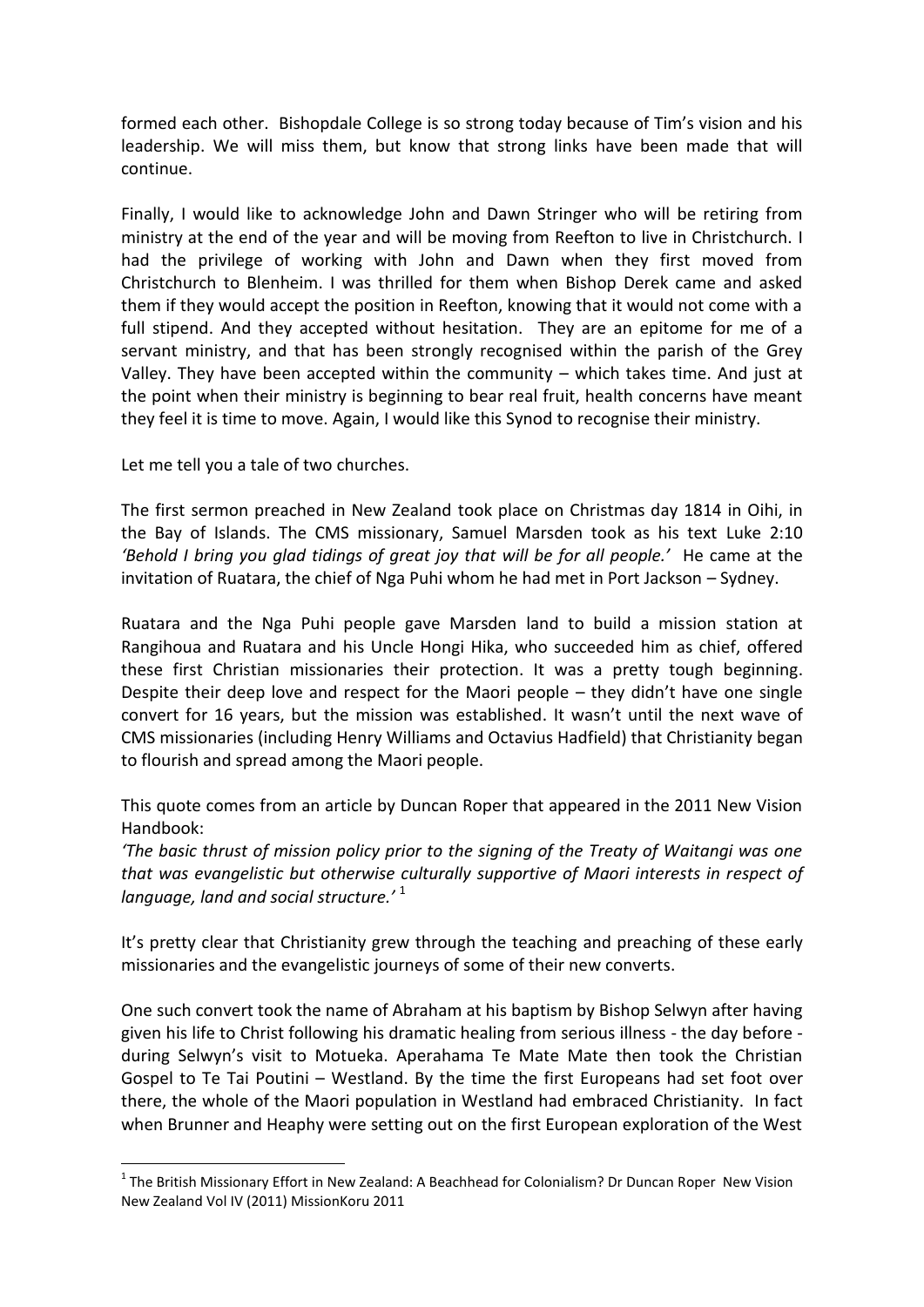formed each other. Bishopdale College is so strong today because of Tim's vision and his leadership. We will miss them, but know that strong links have been made that will continue.

Finally, I would like to acknowledge John and Dawn Stringer who will be retiring from ministry at the end of the year and will be moving from Reefton to live in Christchurch. I had the privilege of working with John and Dawn when they first moved from Christchurch to Blenheim. I was thrilled for them when Bishop Derek came and asked them if they would accept the position in Reefton, knowing that it would not come with a full stipend. And they accepted without hesitation. They are an epitome for me of a servant ministry, and that has been strongly recognised within the parish of the Grey Valley. They have been accepted within the community – which takes time. And just at the point when their ministry is beginning to bear real fruit, health concerns have meant they feel it is time to move. Again, I would like this Synod to recognise their ministry.

Let me tell you a tale of two churches.

The first sermon preached in New Zealand took place on Christmas day 1814 in Oihi, in the Bay of Islands. The CMS missionary, Samuel Marsden took as his text Luke 2:10 *'Behold I bring you glad tidings of great joy that will be for all people.'* He came at the invitation of Ruatara, the chief of Nga Puhi whom he had met in Port Jackson – Sydney.

Ruatara and the Nga Puhi people gave Marsden land to build a mission station at Rangihoua and Ruatara and his Uncle Hongi Hika, who succeeded him as chief, offered these first Christian missionaries their protection. It was a pretty tough beginning. Despite their deep love and respect for the Maori people – they didn't have one single convert for 16 years, but the mission was established. It wasn't until the next wave of CMS missionaries (including Henry Williams and Octavius Hadfield) that Christianity began to flourish and spread among the Maori people.

This quote comes from an article by Duncan Roper that appeared in the 2011 New Vision Handbook:
*'The basic thrust of mission policy prior to the signing of the Treaty of Waitangi was one that was evangelistic but otherwise culturally supportive of Maori interests in respect of language, land and social structure.'* [1]

It's pretty clear that Christianity grew through the teaching and preaching of these early missionaries and the evangelistic journeys of some of their new converts.

One such convert took the name of Abraham at his baptism by Bishop Selwyn after having given his life to Christ following his dramatic healing from serious illness - the day before - during Selwyn's visit to Motueka. Aperahama Te Mate Mate then took the Christian Gospel to Te Tai Poutini – Westland. By the time the first Europeans had set foot over there, the whole of the Maori population in Westland had embraced Christianity. In fact when Brunner and Heaphy were setting out on the first European exploration of the West

---

[1] The British Missionary Effort in New Zealand: A Beachhead for Colonialism? Dr Duncan Roper New Vision New Zealand Vol IV (2011) MissionKoru 2011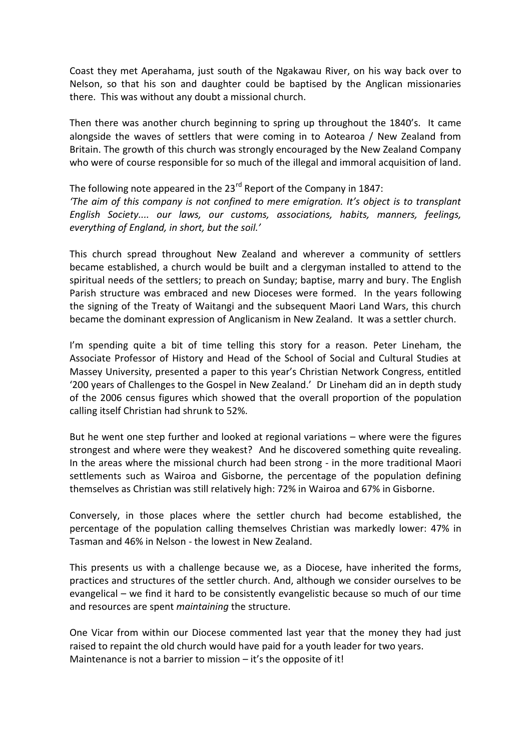Coast they met Aperahama, just south of the Ngakawau River, on his way back over to Nelson, so that his son and daughter could be baptised by the Anglican missionaries there. This was without any doubt a missional church.

Then there was another church beginning to spring up throughout the 1840's. It came alongside the waves of settlers that were coming in to Aotearoa / New Zealand from Britain. The growth of this church was strongly encouraged by the New Zealand Company who were of course responsible for so much of the illegal and immoral acquisition of land.

The following note appeared in the 23rd Report of the Company in 1847:
*'The aim of this company is not confined to mere emigration. It's object is to transplant English Society.... our laws, our customs, associations, habits, manners, feelings, everything of England, in short, but the soil.'*

This church spread throughout New Zealand and wherever a community of settlers became established, a church would be built and a clergyman installed to attend to the spiritual needs of the settlers; to preach on Sunday; baptise, marry and bury. The English Parish structure was embraced and new Dioceses were formed. In the years following the signing of the Treaty of Waitangi and the subsequent Maori Land Wars, this church became the dominant expression of Anglicanism in New Zealand. It was a settler church.

I'm spending quite a bit of time telling this story for a reason. Peter Lineham, the Associate Professor of History and Head of the School of Social and Cultural Studies at Massey University, presented a paper to this year's Christian Network Congress, entitled '200 years of Challenges to the Gospel in New Zealand.' Dr Lineham did an in depth study of the 2006 census figures which showed that the overall proportion of the population calling itself Christian had shrunk to 52%.

But he went one step further and looked at regional variations – where were the figures strongest and where were they weakest? And he discovered something quite revealing. In the areas where the missional church had been strong - in the more traditional Maori settlements such as Wairoa and Gisborne, the percentage of the population defining themselves as Christian was still relatively high: 72% in Wairoa and 67% in Gisborne.

Conversely, in those places where the settler church had become established, the percentage of the population calling themselves Christian was markedly lower: 47% in Tasman and 46% in Nelson - the lowest in New Zealand.

This presents us with a challenge because we, as a Diocese, have inherited the forms, practices and structures of the settler church. And, although we consider ourselves to be evangelical – we find it hard to be consistently evangelistic because so much of our time and resources are spent *maintaining* the structure.

One Vicar from within our Diocese commented last year that the money they had just raised to repaint the old church would have paid for a youth leader for two years. Maintenance is not a barrier to mission – it's the opposite of it!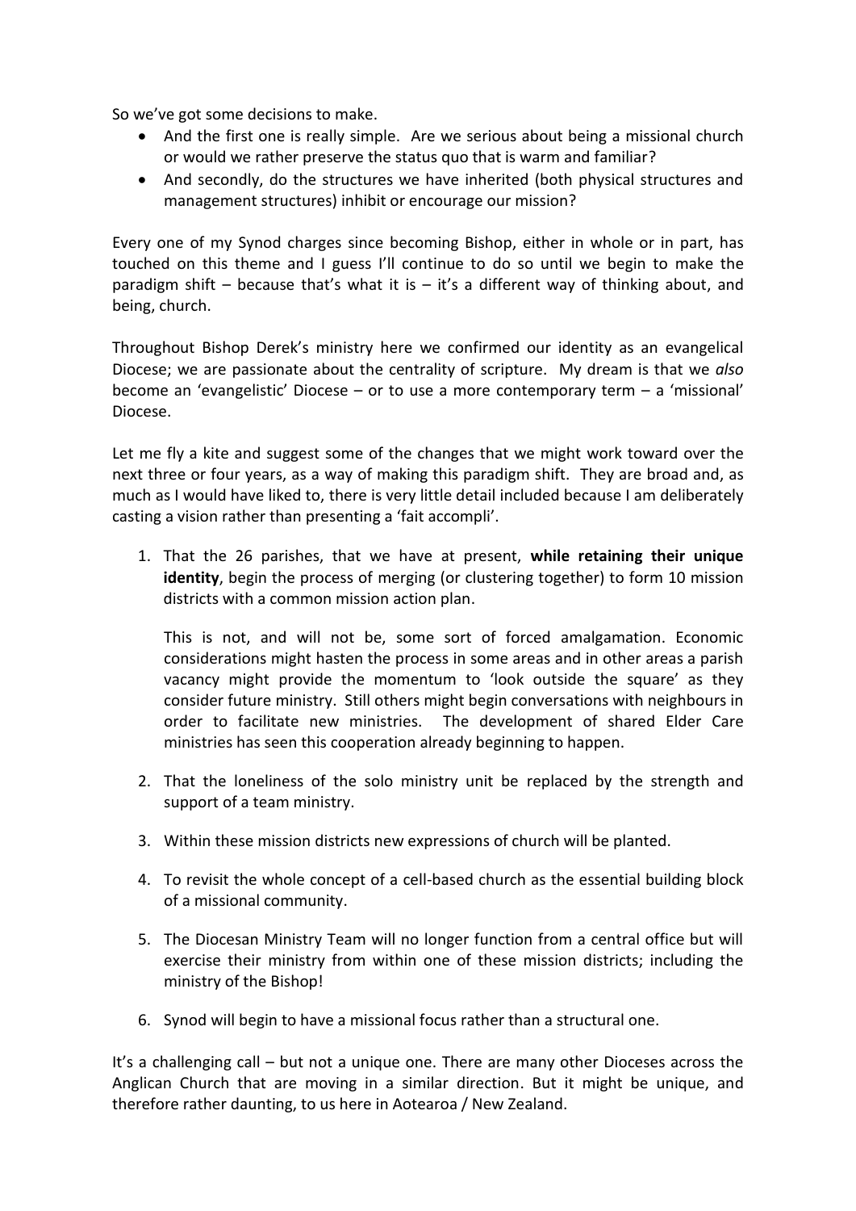So we've got some decisions to make.

- And the first one is really simple. Are we serious about being a missional church or would we rather preserve the status quo that is warm and familiar?
- And secondly, do the structures we have inherited (both physical structures and management structures) inhibit or encourage our mission?

Every one of my Synod charges since becoming Bishop, either in whole or in part, has touched on this theme and I guess I'll continue to do so until we begin to make the paradigm shift – because that's what it is – it's a different way of thinking about, and being, church.

Throughout Bishop Derek's ministry here we confirmed our identity as an evangelical Diocese; we are passionate about the centrality of scripture. My dream is that we *also* become an 'evangelistic' Diocese – or to use a more contemporary term – a 'missional' Diocese.

Let me fly a kite and suggest some of the changes that we might work toward over the next three or four years, as a way of making this paradigm shift. They are broad and, as much as I would have liked to, there is very little detail included because I am deliberately casting a vision rather than presenting a 'fait accompli'.

1. That the 26 parishes, that we have at present, **while retaining their unique identity**, begin the process of merging (or clustering together) to form 10 mission districts with a common mission action plan.

   This is not, and will not be, some sort of forced amalgamation. Economic considerations might hasten the process in some areas and in other areas a parish vacancy might provide the momentum to 'look outside the square' as they consider future ministry. Still others might begin conversations with neighbours in order to facilitate new ministries. The development of shared Elder Care ministries has seen this cooperation already beginning to happen.

2. That the loneliness of the solo ministry unit be replaced by the strength and support of a team ministry.

3. Within these mission districts new expressions of church will be planted.

4. To revisit the whole concept of a cell-based church as the essential building block of a missional community.

5. The Diocesan Ministry Team will no longer function from a central office but will exercise their ministry from within one of these mission districts; including the ministry of the Bishop!

6. Synod will begin to have a missional focus rather than a structural one.

It's a challenging call – but not a unique one. There are many other Dioceses across the Anglican Church that are moving in a similar direction. But it might be unique, and therefore rather daunting, to us here in Aotearoa / New Zealand.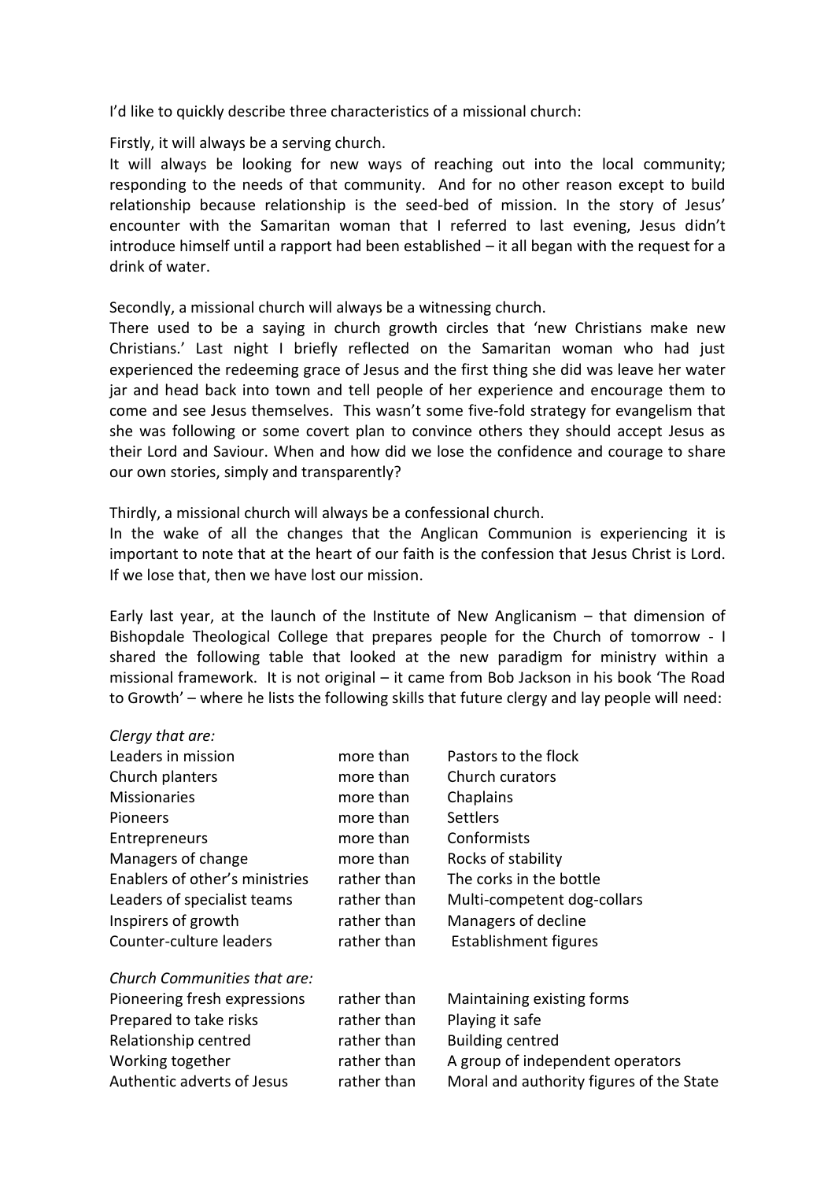I'd like to quickly describe three characteristics of a missional church:

Firstly, it will always be a serving church.
It will always be looking for new ways of reaching out into the local community; responding to the needs of that community. And for no other reason except to build relationship because relationship is the seed-bed of mission. In the story of Jesus' encounter with the Samaritan woman that I referred to last evening, Jesus didn't introduce himself until a rapport had been established – it all began with the request for a drink of water.

Secondly, a missional church will always be a witnessing church.
There used to be a saying in church growth circles that 'new Christians make new Christians.' Last night I briefly reflected on the Samaritan woman who had just experienced the redeeming grace of Jesus and the first thing she did was leave her water jar and head back into town and tell people of her experience and encourage them to come and see Jesus themselves. This wasn't some five-fold strategy for evangelism that she was following or some covert plan to convince others they should accept Jesus as their Lord and Saviour. When and how did we lose the confidence and courage to share our own stories, simply and transparently?

Thirdly, a missional church will always be a confessional church.
In the wake of all the changes that the Anglican Communion is experiencing it is important to note that at the heart of our faith is the confession that Jesus Christ is Lord. If we lose that, then we have lost our mission.

Early last year, at the launch of the Institute of New Anglicanism – that dimension of Bishopdale Theological College that prepares people for the Church of tomorrow - I shared the following table that looked at the new paradigm for ministry within a missional framework. It is not original – it came from Bob Jackson in his book 'The Road to Growth' – where he lists the following skills that future clergy and lay people will need:

| *Clergy that are:* | | |
|---|---|---|
| Leaders in mission | more than | Pastors to the flock |
| Church planters | more than | Church curators |
| Missionaries | more than | Chaplains |
| Pioneers | more than | Settlers |
| Entrepreneurs | more than | Conformists |
| Managers of change | more than | Rocks of stability |
| Enablers of other's ministries | rather than | The corks in the bottle |
| Leaders of specialist teams | rather than | Multi-competent dog-collars |
| Inspirers of growth | rather than | Managers of decline |
| Counter-culture leaders | rather than | Establishment figures |
| *Church Communities that are:* | | |
| Pioneering fresh expressions | rather than | Maintaining existing forms |
| Prepared to take risks | rather than | Playing it safe |
| Relationship centred | rather than | Building centred |
| Working together | rather than | A group of independent operators |
| Authentic adverts of Jesus | rather than | Moral and authority figures of the State |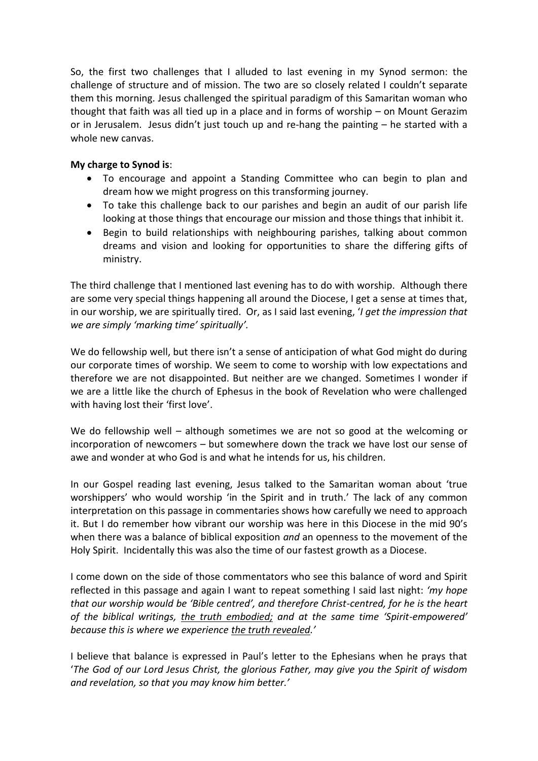So, the first two challenges that I alluded to last evening in my Synod sermon: the challenge of structure and of mission. The two are so closely related I couldn't separate them this morning. Jesus challenged the spiritual paradigm of this Samaritan woman who thought that faith was all tied up in a place and in forms of worship – on Mount Gerazim or in Jerusalem. Jesus didn't just touch up and re-hang the painting – he started with a whole new canvas.

**My charge to Synod is**:

- To encourage and appoint a Standing Committee who can begin to plan and dream how we might progress on this transforming journey.
- To take this challenge back to our parishes and begin an audit of our parish life looking at those things that encourage our mission and those things that inhibit it.
- Begin to build relationships with neighbouring parishes, talking about common dreams and vision and looking for opportunities to share the differing gifts of ministry.

The third challenge that I mentioned last evening has to do with worship. Although there are some very special things happening all around the Diocese, I get a sense at times that, in our worship, we are spiritually tired. Or, as I said last evening, '*I get the impression that we are simply 'marking time' spiritually'.*

We do fellowship well, but there isn't a sense of anticipation of what God might do during our corporate times of worship. We seem to come to worship with low expectations and therefore we are not disappointed. But neither are we changed. Sometimes I wonder if we are a little like the church of Ephesus in the book of Revelation who were challenged with having lost their 'first love'.

We do fellowship well – although sometimes we are not so good at the welcoming or incorporation of newcomers – but somewhere down the track we have lost our sense of awe and wonder at who God is and what he intends for us, his children.

In our Gospel reading last evening, Jesus talked to the Samaritan woman about 'true worshippers' who would worship 'in the Spirit and in truth.' The lack of any common interpretation on this passage in commentaries shows how carefully we need to approach it. But I do remember how vibrant our worship was here in this Diocese in the mid 90's when there was a balance of biblical exposition *and* an openness to the movement of the Holy Spirit. Incidentally this was also the time of our fastest growth as a Diocese.

I come down on the side of those commentators who see this balance of word and Spirit reflected in this passage and again I want to repeat something I said last night: *'my hope that our worship would be 'Bible centred', and therefore Christ-centred, for he is the heart of the biblical writings, <u>the truth embodied;</u> and at the same time 'Spirit-empowered' because this is where we experience <u>the truth revealed</u>.'*

I believe that balance is expressed in Paul's letter to the Ephesians when he prays that '*The God of our Lord Jesus Christ, the glorious Father, may give you the Spirit of wisdom and revelation, so that you may know him better.'*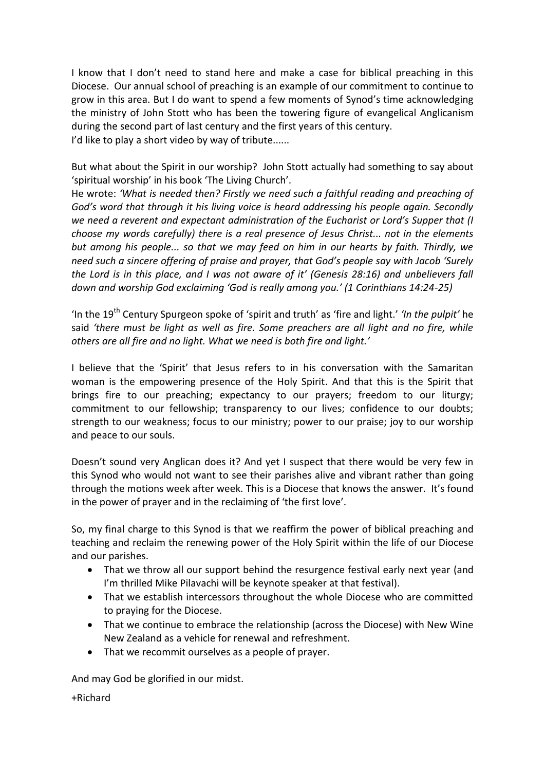I know that I don't need to stand here and make a case for biblical preaching in this Diocese. Our annual school of preaching is an example of our commitment to continue to grow in this area. But I do want to spend a few moments of Synod's time acknowledging the ministry of John Stott who has been the towering figure of evangelical Anglicanism during the second part of last century and the first years of this century.
I'd like to play a short video by way of tribute......

But what about the Spirit in our worship? John Stott actually had something to say about 'spiritual worship' in his book 'The Living Church'.
He wrote: *'What is needed then? Firstly we need such a faithful reading and preaching of God's word that through it his living voice is heard addressing his people again. Secondly we need a reverent and expectant administration of the Eucharist or Lord's Supper that (I choose my words carefully) there is a real presence of Jesus Christ... not in the elements but among his people... so that we may feed on him in our hearts by faith. Thirdly, we need such a sincere offering of praise and prayer, that God's people say with Jacob 'Surely the Lord is in this place, and I was not aware of it' (Genesis 28:16) and unbelievers fall down and worship God exclaiming 'God is really among you.' (1 Corinthians 14:24-25)*

'In the 19th Century Spurgeon spoke of 'spirit and truth' as 'fire and light.' *'In the pulpit'* he said *'there must be light as well as fire. Some preachers are all light and no fire, while others are all fire and no light. What we need is both fire and light.'*

I believe that the 'Spirit' that Jesus refers to in his conversation with the Samaritan woman is the empowering presence of the Holy Spirit. And that this is the Spirit that brings fire to our preaching; expectancy to our prayers; freedom to our liturgy; commitment to our fellowship; transparency to our lives; confidence to our doubts; strength to our weakness; focus to our ministry; power to our praise; joy to our worship and peace to our souls.

Doesn't sound very Anglican does it? And yet I suspect that there would be very few in this Synod who would not want to see their parishes alive and vibrant rather than going through the motions week after week. This is a Diocese that knows the answer. It's found in the power of prayer and in the reclaiming of 'the first love'.

So, my final charge to this Synod is that we reaffirm the power of biblical preaching and teaching and reclaim the renewing power of the Holy Spirit within the life of our Diocese and our parishes.

- That we throw all our support behind the resurgence festival early next year (and I'm thrilled Mike Pilavachi will be keynote speaker at that festival).
- That we establish intercessors throughout the whole Diocese who are committed to praying for the Diocese.
- That we continue to embrace the relationship (across the Diocese) with New Wine New Zealand as a vehicle for renewal and refreshment.
- That we recommit ourselves as a people of prayer.

And may God be glorified in our midst.

+Richard